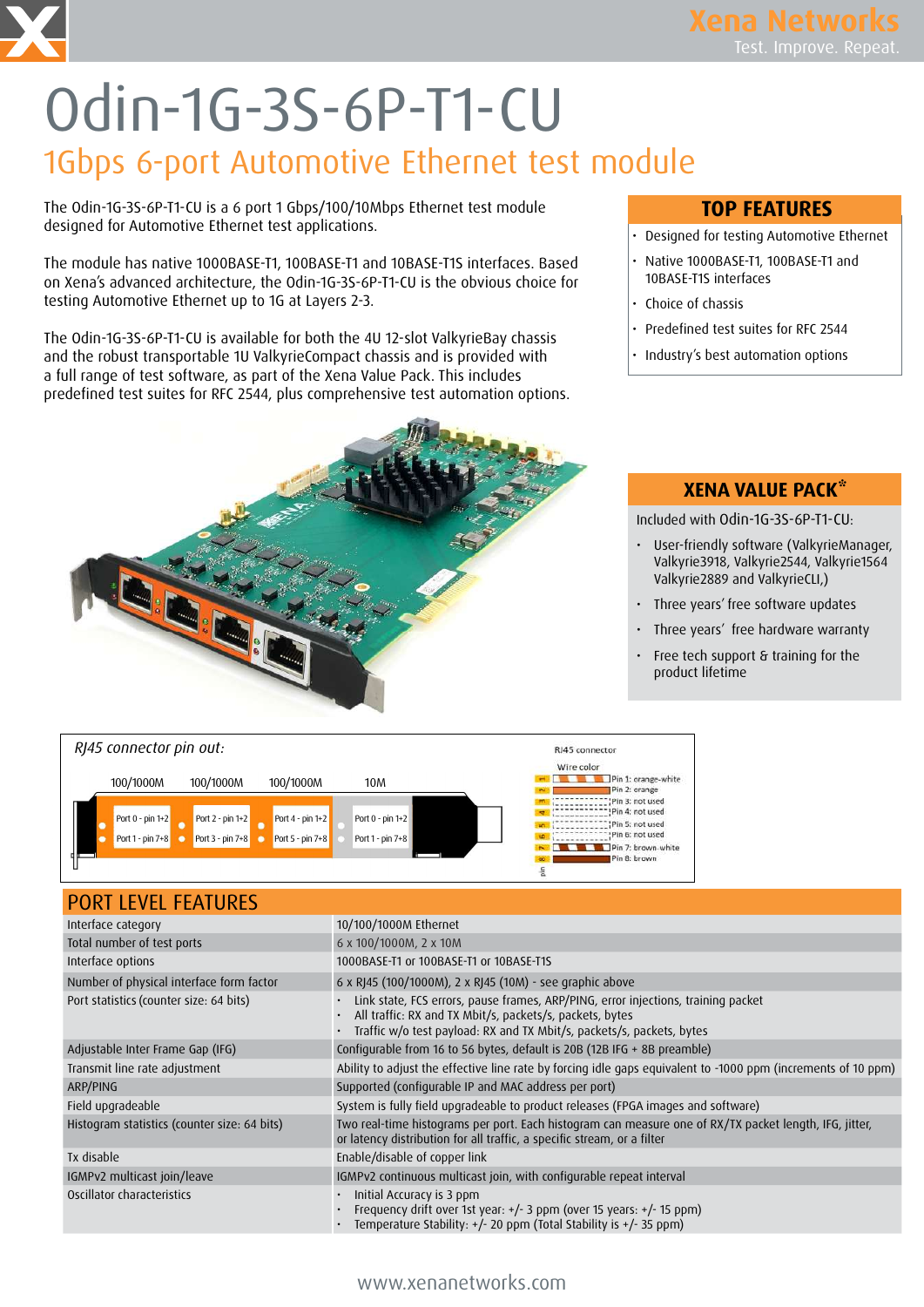# Odin-1G-3S-6P-T1-CU

## 1Gbps 6-port Automotive Ethernet test module

The Odin-1G-3S-6P-T1-CU is a 6 port 1 Gbps/100/10Mbps Ethernet test module designed for Automotive Ethernet test applications.

The module has native 1000BASE-T1, 100BASE-T1 and 10BASE-T1S interfaces. Based on Xena's advanced architecture, the Odin-1G-3S-6P-T1-CU is the obvious choice for testing Automotive Ethernet up to 1G at Layers 2-3.

The Odin-1G-3S-6P-T1-CU is available for both the 4U 12-slot ValkyrieBay chassis and the robust transportable 1U ValkyrieCompact chassis and is provided with a full range of test software, as part of the Xena Value Pack. This includes predefined test suites for RFC 2544, plus comprehensive test automation options.

### TOP FEATURES

- Designed for testing Automotive Ethernet
- Native 1000BASE-T1, 100BASE-T1 and 10BASE-T1S interfaces
- Choice of chassis
- Predefined test suites for RFC 2544
- Industry's best automation options

### XENA VALUE PACK*

Included with Odin-1G-3S-6P-T1-CU:

- User-friendly software (ValkyrieManager, Valkyrie3918, Valkyrie2544, Valkyrie1564 Valkyrie2889 and ValkyrieCLI,)
- Three years' free software updates
- Three years' free hardware warranty
- Free tech support & training for the product lifetime

*RJ45 connector pin out:*

| 100/1000M | 100/1000M | 100/1000M | 10M |
|---|---|---|---|
| Port 0 - pin 1+2 | Port 2 - pin 1+2 | Port 4 - pin 1+2 | Port 0 - pin 1+2 |
| Port 1 - pin 7+8 | Port 3 - pin 7+8 | Port 5 - pin 7+8 | Port 1 - pin 7+8 |

RJ45 connector

Wire color

- Pin 1: orange-white
- Pin 2: orange
- Pin 3: not used
- Pin 4: not used
- Pin 5: not used
- Pin 6: not used
- Pin 7: brown-white
- Pin 8: brown

## PORT LEVEL FEATURES

| | |
|---|---|
| Interface category | 10/100/1000M Ethernet |
| Total number of test ports | 6 x 100/1000M, 2 x 10M |
| Interface options | 1000BASE-T1 or 100BASE-T1 or 10BASE-T1S |
| Number of physical interface form factor | 6 x RJ45 (100/1000M), 2 x RJ45 (10M) - see graphic above |
| Port statistics (counter size: 64 bits) | • Link state, FCS errors, pause frames, ARP/PING, error injections, training packet<br>• All traffic: RX and TX Mbit/s, packets/s, packets, bytes<br>• Traffic w/o test payload: RX and TX Mbit/s, packets/s, packets, bytes |
| Adjustable Inter Frame Gap (IFG) | Configurable from 16 to 56 bytes, default is 20B (12B IFG + 8B preamble) |
| Transmit line rate adjustment | Ability to adjust the effective line rate by forcing idle gaps equivalent to -1000 ppm (increments of 10 ppm) |
| ARP/PING | Supported (configurable IP and MAC address per port) |
| Field upgradeable | System is fully field upgradeable to product releases (FPGA images and software) |
| Histogram statistics (counter size: 64 bits) | Two real-time histograms per port. Each histogram can measure one of RX/TX packet length, IFG, jitter, or latency distribution for all traffic, a specific stream, or a filter |
| Tx disable | Enable/disable of copper link |
| IGMPv2 multicast join/leave | IGMPv2 continuous multicast join, with configurable repeat interval |
| Oscillator characteristics | • Initial Accuracy is 3 ppm<br>• Frequency drift over 1st year: +/- 3 ppm (over 15 years: +/- 15 ppm)<br>• Temperature Stability: +/- 20 ppm (Total Stability is +/- 35 ppm) |

www.xenanetworks.com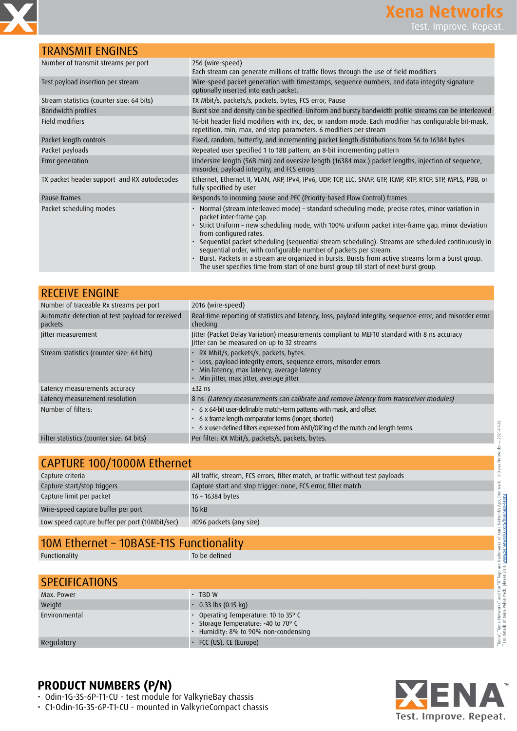## TRANSMIT ENGINES

| | |
|---|---|
| Number of transmit streams per port | 256 (wire-speed)<br>Each stream can generate millions of traffic flows through the use of field modifiers |
| Test payload insertion per stream | Wire-speed packet generation with timestamps, sequence numbers, and data integrity signature optionally inserted into each packet. |
| Stream statistics (counter size: 64 bits) | TX Mbit/s, packets/s, packets, bytes, FCS error, Pause |
| Bandwidth profiles | Burst size and density can be specified. Uniform and bursty bandwidth profile streams can be interleaved |
| Field modifiers | 16-bit header field modifiers with inc, dec, or random mode. Each modifier has configurable bit-mask, repetition, min, max, and step parameters. 6 modifiers per stream |
| Packet length controls | Fixed, random, butterfly, and incrementing packet length distributions from 56 to 16384 bytes |
| Packet payloads | Repeated user specified 1 to 18B pattern, an 8-bit incrementing pattern |
| Error generation | Undersize length (56B min) and oversize length (16384 max.) packet lengths, injection of sequence, misorder, payload integrity, and FCS errors |
| TX packet header support and RX autodecodes | Ethernet, Ethernet II, VLAN, ARP, IPv4, IPv6, UDP, TCP, LLC, SNAP, GTP, ICMP, RTP, RTCP, STP, MPLS, PBB, or fully specified by user |
| Pause frames | Responds to incoming pause and PFC (Priority-based Flow Control) frames |
| Packet scheduling modes | • Normal (stream interleaved mode) – standard scheduling mode, precise rates, minor variation in packet inter-frame gap.<br>• Strict Uniform – new scheduling mode, with 100% uniform packet inter-frame gap, minor deviation from configured rates.<br>• Sequential packet scheduling (sequential stream scheduling). Streams are scheduled continuously in sequential order, with configurable number of packets per stream.<br>• Burst. Packets in a stream are organized in bursts. Bursts from active streams form a burst group. The user specifies time from start of one burst group till start of next burst group. |

## RECEIVE ENGINE

| | |
|---|---|
| Number of traceable Rx streams per port | 2016 (wire-speed) |
| Automatic detection of test payload for received packets | Real-time reporting of statistics and latency, loss, payload integrity, sequence error, and misorder error checking |
| Jitter measurement | Jitter (Packet Delay Variation) measurements compliant to MEF10 standard with 8 ns accuracy<br>Jitter can be measured on up to 32 streams |
| Stream statistics (counter size: 64 bits) | • RX Mbit/s, packets/s, packets, bytes.<br>• Loss, payload integrity errors, sequence errors, misorder errors<br>• Min latency, max latency, average latency<br>• Min jitter, max jitter, average jitter |
| Latency measurements accuracy | ±32 ns |
| Latency measurement resolution | 8 ns *(Latency measurements can calibrate and remove latency from transceiver modules)* |
| Number of filters: | • 6 x 64-bit user-definable match-term patterns with mask, and offset<br>• 6 x frame length comparator terms (longer, shorter)<br>• 6 x user-defined filters expressed from AND/OR'ing of the match and length terms. |
| Filter statistics (counter size: 64 bits) | Per filter: RX Mbit/s, packets/s, packets, bytes. |

## CAPTURE 100/1000M Ethernet

| | |
|---|---|
| Capture criteria | All traffic, stream, FCS errors, filter match, or traffic without test payloads |
| Capture start/stop triggers | Capture start and stop trigger: none, FCS error, filter match |
| Capture limit per packet | 16 – 16384 bytes |
| Wire-speed capture buffer per port | 16 kB |
| Low speed capture buffer per port (10Mbit/sec) | 4096 packets (any size) |

## 10M Ethernet – 10BASE-T1S Functionality

| | |
|---|---|
| Functionality | To be defined |

## SPECIFICATIONS

| | |
|---|---|
| Max. Power | • TBD W |
| Weight | • 0.33 lbs (0.15 kg) |
| Environmental | • Operating Temperature: 10 to 35° C<br>• Storage Temperature: -40 to 70° C<br>• Humidity: 8% to 90% non-condensing |
| Regulatory | • FCC (US), CE (Europe) |

## PRODUCT NUMBERS (P/N)

- Odin-1G-3S-6P-T1-CU - test module for ValkyrieBay chassis
- C1-Odin-1G-3S-6P-T1-CU - mounted in ValkyrieCompact chassis